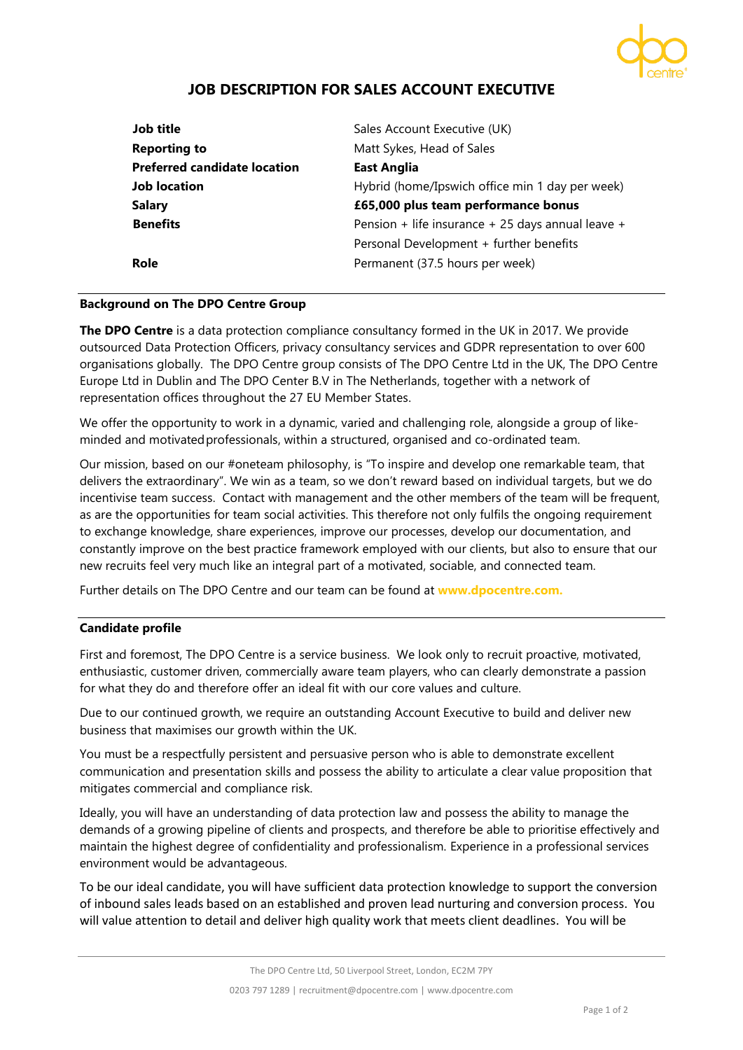# JOB DESCRIPTION FOR SALES ACCOUNT EXECUTIVE

| | |
|---|---|
| **Job title** | Sales Account Executive (UK) |
| **Reporting to** | Matt Sykes, Head of Sales |
| **Preferred candidate location** | **East Anglia** |
| **Job location** | Hybrid (home/Ipswich office min 1 day per week) |
| **Salary** | **£65,000 plus team performance bonus** |
| **Benefits** | Pension + life insurance + 25 days annual leave + Personal Development + further benefits |
| **Role** | Permanent (37.5 hours per week) |

## Background on The DPO Centre Group

**The DPO Centre** is a data protection compliance consultancy formed in the UK in 2017. We provide outsourced Data Protection Officers, privacy consultancy services and GDPR representation to over 600 organisations globally. The DPO Centre group consists of The DPO Centre Ltd in the UK, The DPO Centre Europe Ltd in Dublin and The DPO Center B.V in The Netherlands, together with a network of representation offices throughout the 27 EU Member States.

We offer the opportunity to work in a dynamic, varied and challenging role, alongside a group of like-minded and motivated professionals, within a structured, organised and co-ordinated team.

Our mission, based on our #oneteam philosophy, is "To inspire and develop one remarkable team, that delivers the extraordinary". We win as a team, so we don't reward based on individual targets, but we do incentivise team success. Contact with management and the other members of the team will be frequent, as are the opportunities for team social activities. This therefore not only fulfils the ongoing requirement to exchange knowledge, share experiences, improve our processes, develop our documentation, and constantly improve on the best practice framework employed with our clients, but also to ensure that our new recruits feel very much like an integral part of a motivated, sociable, and connected team.

Further details on The DPO Centre and our team can be found at **www.dpocentre.com.**

## Candidate profile

First and foremost, The DPO Centre is a service business. We look only to recruit proactive, motivated, enthusiastic, customer driven, commercially aware team players, who can clearly demonstrate a passion for what they do and therefore offer an ideal fit with our core values and culture.

Due to our continued growth, we require an outstanding Account Executive to build and deliver new business that maximises our growth within the UK.

You must be a respectfully persistent and persuasive person who is able to demonstrate excellent communication and presentation skills and possess the ability to articulate a clear value proposition that mitigates commercial and compliance risk.

Ideally, you will have an understanding of data protection law and possess the ability to manage the demands of a growing pipeline of clients and prospects, and therefore be able to prioritise effectively and maintain the highest degree of confidentiality and professionalism. Experience in a professional services environment would be advantageous.

To be our ideal candidate, you will have sufficient data protection knowledge to support the conversion of inbound sales leads based on an established and proven lead nurturing and conversion process. You will value attention to detail and deliver high quality work that meets client deadlines. You will be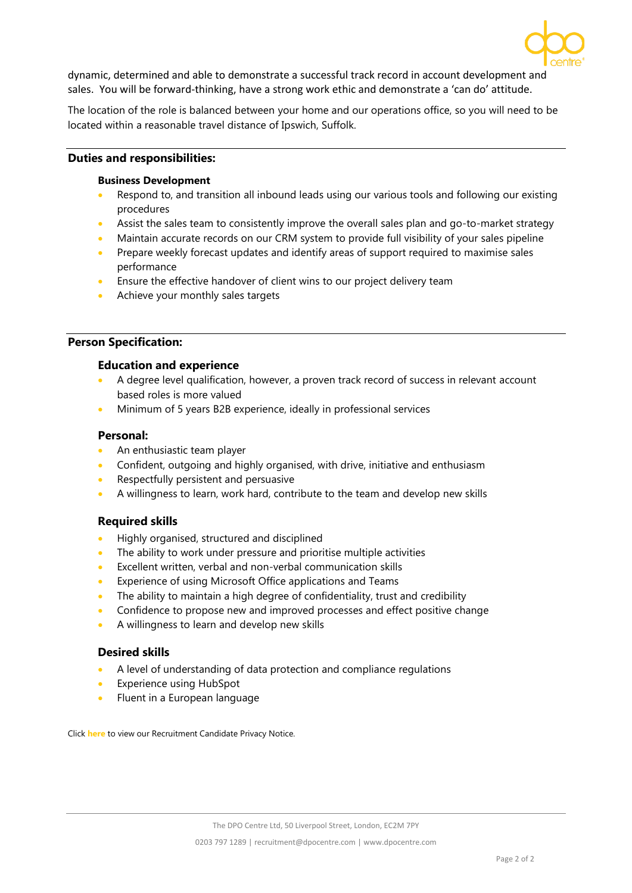dynamic, determined and able to demonstrate a successful track record in account development and sales. You will be forward-thinking, have a strong work ethic and demonstrate a 'can do' attitude.

The location of the role is balanced between your home and our operations office, so you will need to be located within a reasonable travel distance of Ipswich, Suffolk.

## Duties and responsibilities:

### Business Development

- Respond to, and transition all inbound leads using our various tools and following our existing procedures
- Assist the sales team to consistently improve the overall sales plan and go-to-market strategy
- Maintain accurate records on our CRM system to provide full visibility of your sales pipeline
- Prepare weekly forecast updates and identify areas of support required to maximise sales performance
- Ensure the effective handover of client wins to our project delivery team
- Achieve your monthly sales targets

## Person Specification:

### Education and experience

- A degree level qualification, however, a proven track record of success in relevant account based roles is more valued
- Minimum of 5 years B2B experience, ideally in professional services

### Personal:

- An enthusiastic team player
- Confident, outgoing and highly organised, with drive, initiative and enthusiasm
- Respectfully persistent and persuasive
- A willingness to learn, work hard, contribute to the team and develop new skills

### Required skills

- Highly organised, structured and disciplined
- The ability to work under pressure and prioritise multiple activities
- Excellent written, verbal and non-verbal communication skills
- Experience of using Microsoft Office applications and Teams
- The ability to maintain a high degree of confidentiality, trust and credibility
- Confidence to propose new and improved processes and effect positive change
- A willingness to learn and develop new skills

### Desired skills

- A level of understanding of data protection and compliance regulations
- Experience using HubSpot
- Fluent in a European language

Click **here** to view our Recruitment Candidate Privacy Notice.

The DPO Centre Ltd, 50 Liverpool Street, London, EC2M 7PY

0203 797 1289 | recruitment@dpocentre.com | www.dpocentre.com